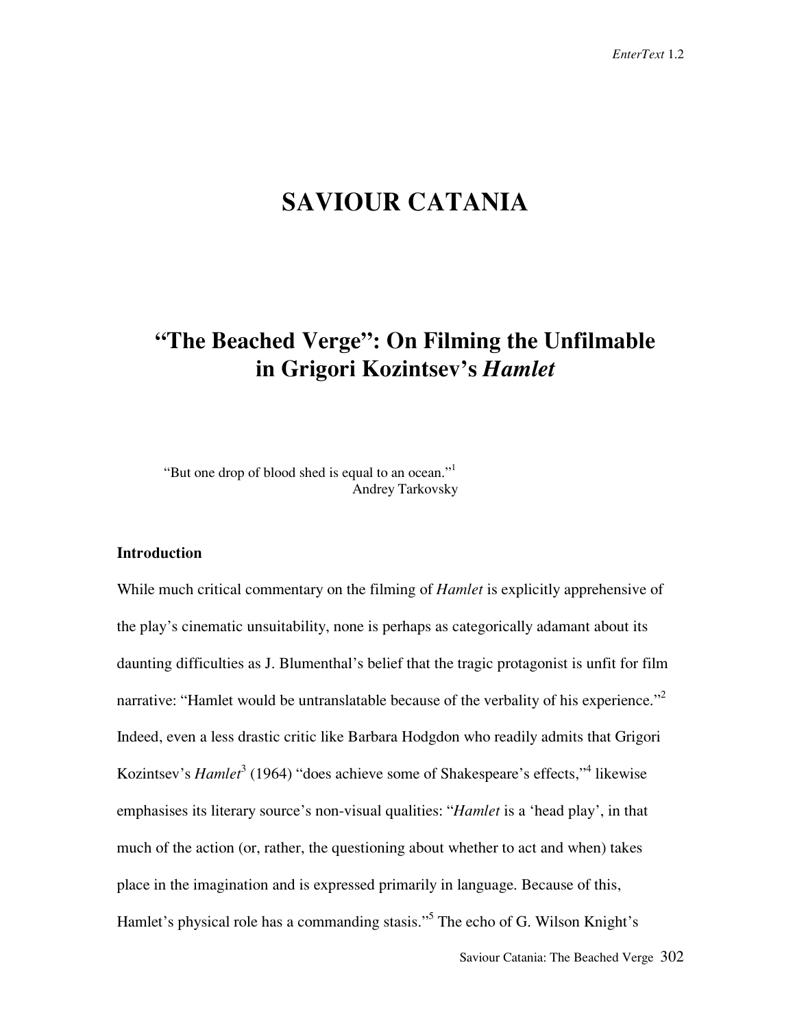# SAVIOUR CATANIA

## "The Beached Verge": On Filming the Unfilmable in Grigori Kozintsev's *Hamlet*

> "But one drop of blood shed is equal to an ocean."[1]
>
> Andrey Tarkovsky

### Introduction

While much critical commentary on the filming of *Hamlet* is explicitly apprehensive of the play's cinematic unsuitability, none is perhaps as categorically adamant about its daunting difficulties as J. Blumenthal's belief that the tragic protagonist is unfit for film narrative: "Hamlet would be untranslatable because of the verbality of his experience."[2] Indeed, even a less drastic critic like Barbara Hodgdon who readily admits that Grigori Kozintsev's *Hamlet*[3] (1964) "does achieve some of Shakespeare's effects,"[4] likewise emphasises its literary source's non-visual qualities: "*Hamlet* is a 'head play', in that much of the action (or, rather, the questioning about whether to act and when) takes place in the imagination and is expressed primarily in language. Because of this, Hamlet's physical role has a commanding stasis."[5] The echo of G. Wilson Knight's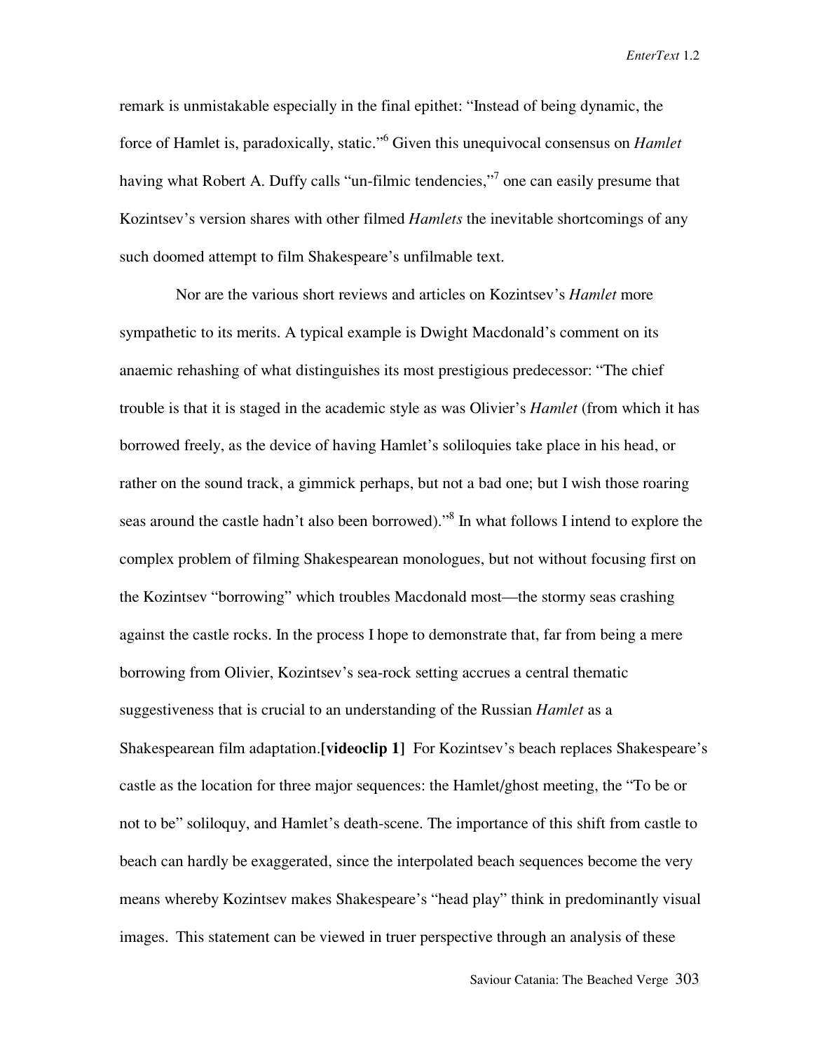remark is unmistakable especially in the final epithet: "Instead of being dynamic, the force of Hamlet is, paradoxically, static."[6] Given this unequivocal consensus on *Hamlet* having what Robert A. Duffy calls "un-filmic tendencies,"[7] one can easily presume that Kozintsev's version shares with other filmed *Hamlets* the inevitable shortcomings of any such doomed attempt to film Shakespeare's unfilmable text.

Nor are the various short reviews and articles on Kozintsev's *Hamlet* more sympathetic to its merits. A typical example is Dwight Macdonald's comment on its anaemic rehashing of what distinguishes its most prestigious predecessor: "The chief trouble is that it is staged in the academic style as was Olivier's *Hamlet* (from which it has borrowed freely, as the device of having Hamlet's soliloquies take place in his head, or rather on the sound track, a gimmick perhaps, but not a bad one; but I wish those roaring seas around the castle hadn't also been borrowed)."[8] In what follows I intend to explore the complex problem of filming Shakespearean monologues, but not without focusing first on the Kozintsev "borrowing" which troubles Macdonald most—the stormy seas crashing against the castle rocks. In the process I hope to demonstrate that, far from being a mere borrowing from Olivier, Kozintsev's sea-rock setting accrues a central thematic suggestiveness that is crucial to an understanding of the Russian *Hamlet* as a Shakespearean film adaptation.**[videoclip 1]** For Kozintsev's beach replaces Shakespeare's castle as the location for three major sequences: the Hamlet/ghost meeting, the "To be or not to be" soliloquy, and Hamlet's death-scene. The importance of this shift from castle to beach can hardly be exaggerated, since the interpolated beach sequences become the very means whereby Kozintsev makes Shakespeare's "head play" think in predominantly visual images. This statement can be viewed in truer perspective through an analysis of these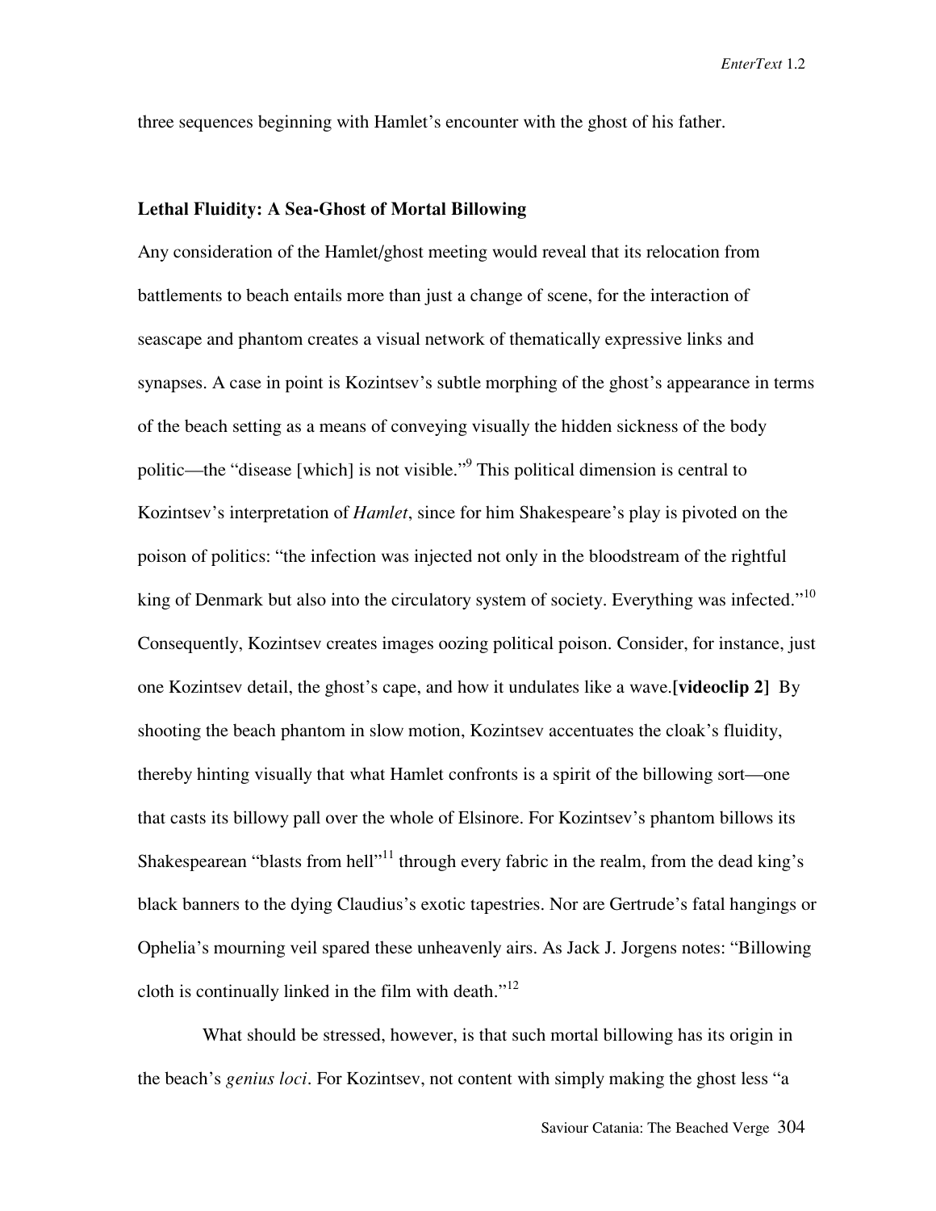three sequences beginning with Hamlet's encounter with the ghost of his father.

### Lethal Fluidity: A Sea-Ghost of Mortal Billowing

Any consideration of the Hamlet/ghost meeting would reveal that its relocation from battlements to beach entails more than just a change of scene, for the interaction of seascape and phantom creates a visual network of thematically expressive links and synapses. A case in point is Kozintsev's subtle morphing of the ghost's appearance in terms of the beach setting as a means of conveying visually the hidden sickness of the body politic—the "disease [which] is not visible."[9] This political dimension is central to Kozintsev's interpretation of *Hamlet*, since for him Shakespeare's play is pivoted on the poison of politics: "the infection was injected not only in the bloodstream of the rightful king of Denmark but also into the circulatory system of society. Everything was infected."[10] Consequently, Kozintsev creates images oozing political poison. Consider, for instance, just one Kozintsev detail, the ghost's cape, and how it undulates like a wave.**[videoclip 2]** By shooting the beach phantom in slow motion, Kozintsev accentuates the cloak's fluidity, thereby hinting visually that what Hamlet confronts is a spirit of the billowing sort—one that casts its billowy pall over the whole of Elsinore. For Kozintsev's phantom billows its Shakespearean "blasts from hell"[11] through every fabric in the realm, from the dead king's black banners to the dying Claudius's exotic tapestries. Nor are Gertrude's fatal hangings or Ophelia's mourning veil spared these unheavenly airs. As Jack J. Jorgens notes: "Billowing cloth is continually linked in the film with death."[12]

What should be stressed, however, is that such mortal billowing has its origin in the beach's *genius loci*. For Kozintsev, not content with simply making the ghost less "a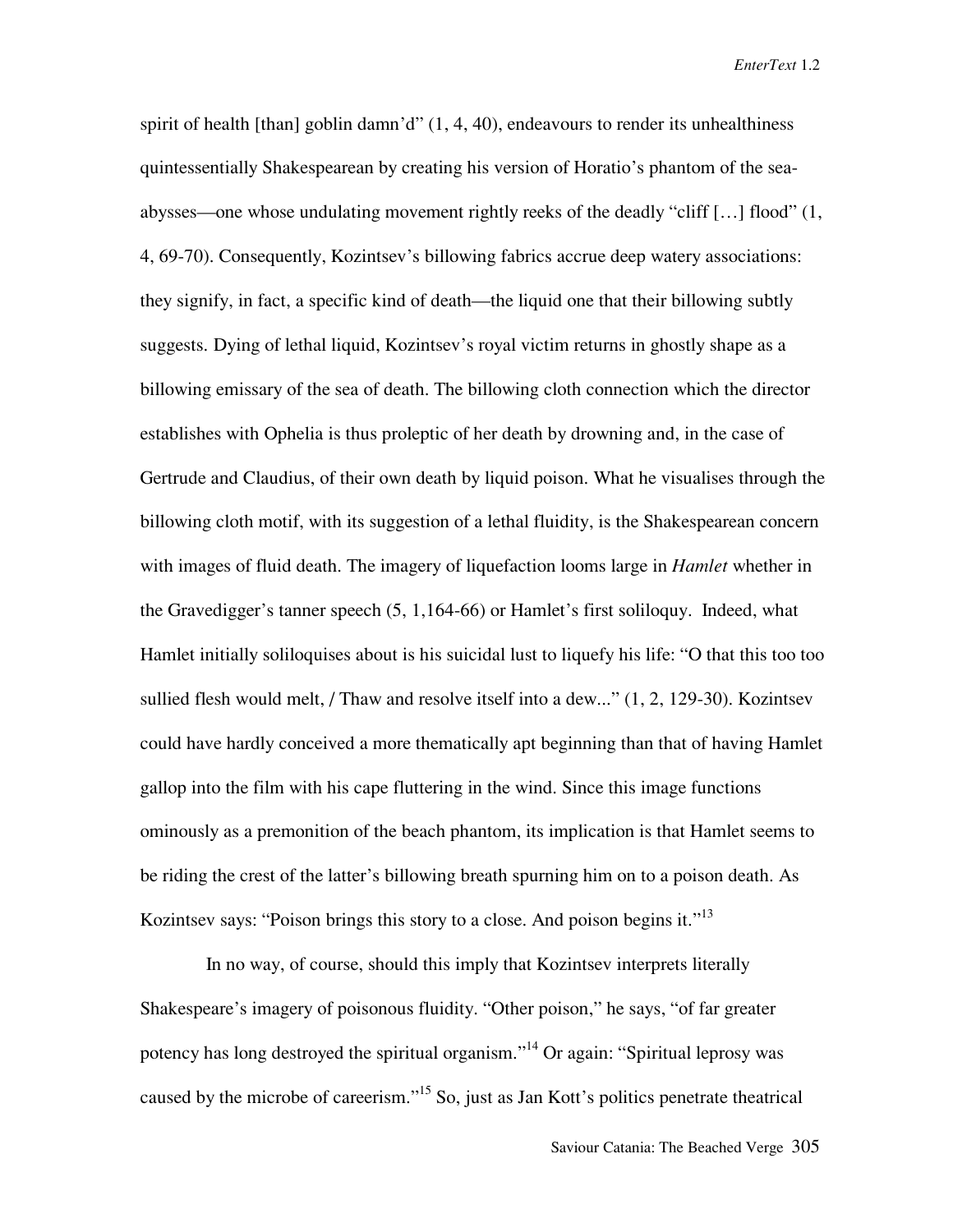spirit of health [than] goblin damn'd" (1, 4, 40), endeavours to render its unhealthiness quintessentially Shakespearean by creating his version of Horatio's phantom of the sea-abysses—one whose undulating movement rightly reeks of the deadly "cliff […] flood" (1, 4, 69-70). Consequently, Kozintsev's billowing fabrics accrue deep watery associations: they signify, in fact, a specific kind of death—the liquid one that their billowing subtly suggests. Dying of lethal liquid, Kozintsev's royal victim returns in ghostly shape as a billowing emissary of the sea of death. The billowing cloth connection which the director establishes with Ophelia is thus proleptic of her death by drowning and, in the case of Gertrude and Claudius, of their own death by liquid poison. What he visualises through the billowing cloth motif, with its suggestion of a lethal fluidity, is the Shakespearean concern with images of fluid death. The imagery of liquefaction looms large in *Hamlet* whether in the Gravedigger's tanner speech (5, 1,164-66) or Hamlet's first soliloquy. Indeed, what Hamlet initially soliloquises about is his suicidal lust to liquefy his life: "O that this too too sullied flesh would melt, / Thaw and resolve itself into a dew..." (1, 2, 129-30). Kozintsev could have hardly conceived a more thematically apt beginning than that of having Hamlet gallop into the film with his cape fluttering in the wind. Since this image functions ominously as a premonition of the beach phantom, its implication is that Hamlet seems to be riding the crest of the latter's billowing breath spurning him on to a poison death. As Kozintsev says: "Poison brings this story to a close. And poison begins it."[13]

In no way, of course, should this imply that Kozintsev interprets literally Shakespeare's imagery of poisonous fluidity. "Other poison," he says, "of far greater potency has long destroyed the spiritual organism."[14] Or again: "Spiritual leprosy was caused by the microbe of careerism."[15] So, just as Jan Kott's politics penetrate theatrical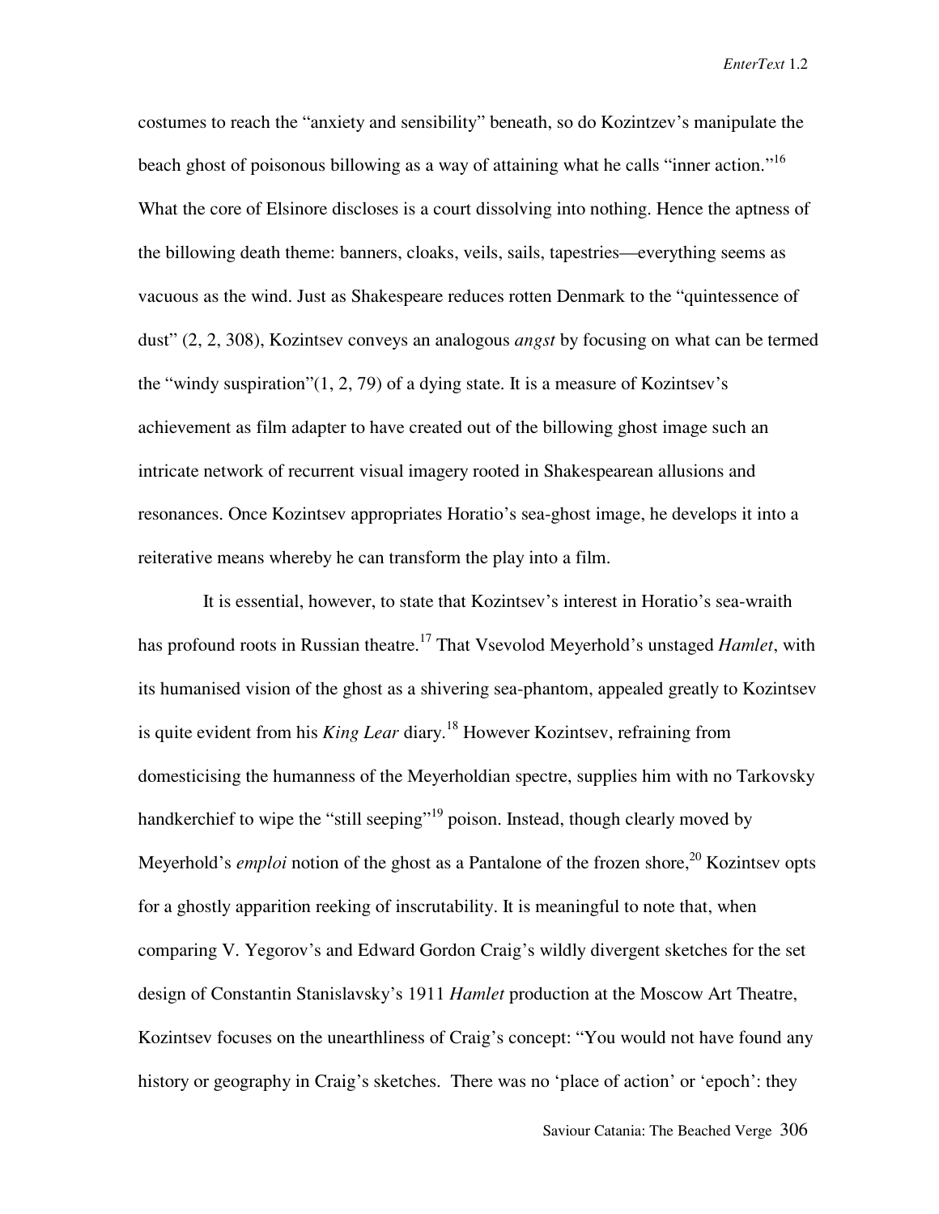costumes to reach the "anxiety and sensibility" beneath, so do Kozintzev's manipulate the beach ghost of poisonous billowing as a way of attaining what he calls "inner action."[16] What the core of Elsinore discloses is a court dissolving into nothing. Hence the aptness of the billowing death theme: banners, cloaks, veils, sails, tapestries—everything seems as vacuous as the wind. Just as Shakespeare reduces rotten Denmark to the "quintessence of dust" (2, 2, 308), Kozintsev conveys an analogous *angst* by focusing on what can be termed the "windy suspiration"(1, 2, 79) of a dying state. It is a measure of Kozintsev's achievement as film adapter to have created out of the billowing ghost image such an intricate network of recurrent visual imagery rooted in Shakespearean allusions and resonances. Once Kozintsev appropriates Horatio's sea-ghost image, he develops it into a reiterative means whereby he can transform the play into a film.

It is essential, however, to state that Kozintsev's interest in Horatio's sea-wraith has profound roots in Russian theatre.[17] That Vsevolod Meyerhold's unstaged *Hamlet*, with its humanised vision of the ghost as a shivering sea-phantom, appealed greatly to Kozintsev is quite evident from his *King Lear* diary.[18] However Kozintsev, refraining from domesticising the humanness of the Meyerholdian spectre, supplies him with no Tarkovsky handkerchief to wipe the "still seeping"[19] poison. Instead, though clearly moved by Meyerhold's *emploi* notion of the ghost as a Pantalone of the frozen shore,[20] Kozintsev opts for a ghostly apparition reeking of inscrutability. It is meaningful to note that, when comparing V. Yegorov's and Edward Gordon Craig's wildly divergent sketches for the set design of Constantin Stanislavsky's 1911 *Hamlet* production at the Moscow Art Theatre, Kozintsev focuses on the unearthliness of Craig's concept: "You would not have found any history or geography in Craig's sketches.  There was no 'place of action' or 'epoch': they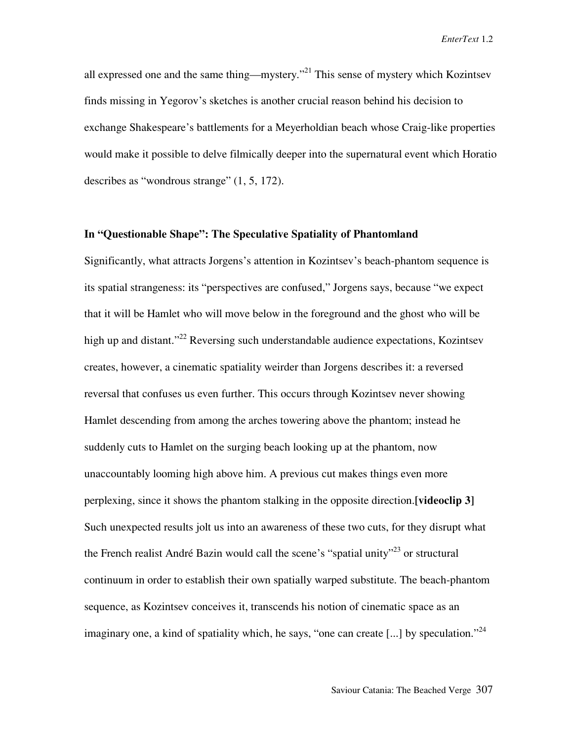all expressed one and the same thing—mystery."[21] This sense of mystery which Kozintsev finds missing in Yegorov's sketches is another crucial reason behind his decision to exchange Shakespeare's battlements for a Meyerholdian beach whose Craig-like properties would make it possible to delve filmically deeper into the supernatural event which Horatio describes as "wondrous strange" (1, 5, 172).

### In "Questionable Shape": The Speculative Spatiality of Phantomland

Significantly, what attracts Jorgens's attention in Kozintsev's beach-phantom sequence is its spatial strangeness: its "perspectives are confused," Jorgens says, because "we expect that it will be Hamlet who will move below in the foreground and the ghost who will be high up and distant."[22] Reversing such understandable audience expectations, Kozintsev creates, however, a cinematic spatiality weirder than Jorgens describes it: a reversed reversal that confuses us even further. This occurs through Kozintsev never showing Hamlet descending from among the arches towering above the phantom; instead he suddenly cuts to Hamlet on the surging beach looking up at the phantom, now unaccountably looming high above him. A previous cut makes things even more perplexing, since it shows the phantom stalking in the opposite direction.**[videoclip 3]** Such unexpected results jolt us into an awareness of these two cuts, for they disrupt what the French realist André Bazin would call the scene's "spatial unity"[23] or structural continuum in order to establish their own spatially warped substitute. The beach-phantom sequence, as Kozintsev conceives it, transcends his notion of cinematic space as an imaginary one, a kind of spatiality which, he says, "one can create [...] by speculation."[24]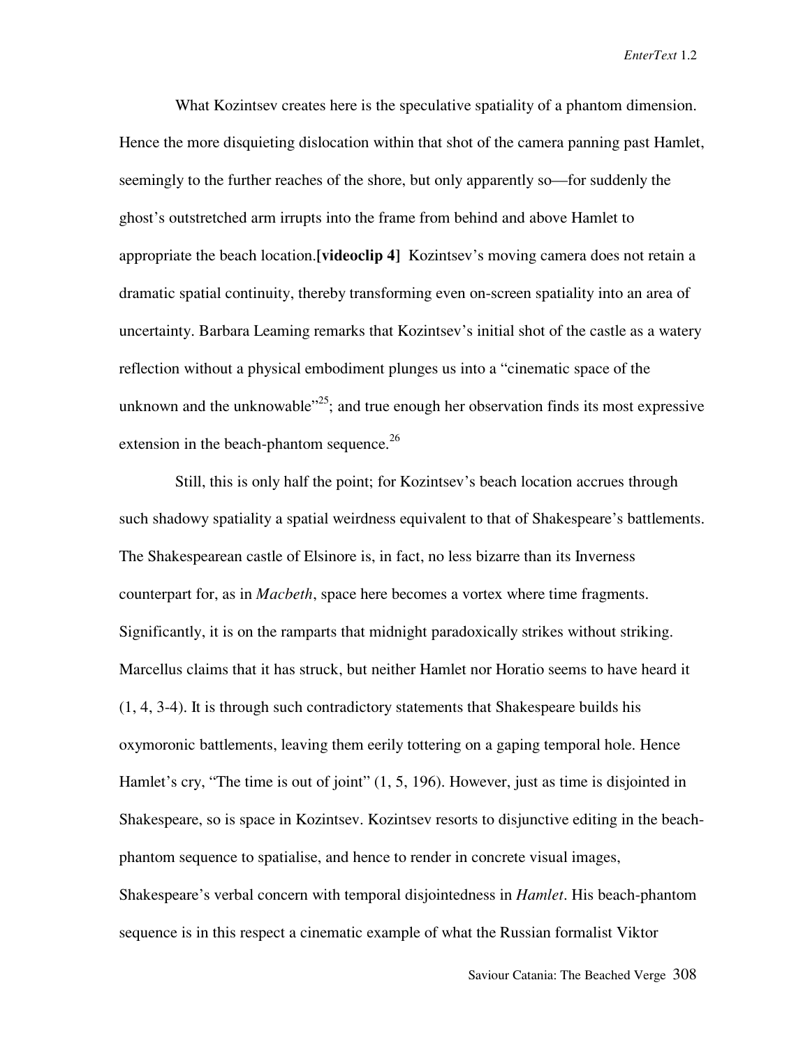What Kozintsev creates here is the speculative spatiality of a phantom dimension. Hence the more disquieting dislocation within that shot of the camera panning past Hamlet, seemingly to the further reaches of the shore, but only apparently so—for suddenly the ghost's outstretched arm irrupts into the frame from behind and above Hamlet to appropriate the beach location.**[videoclip 4]** Kozintsev's moving camera does not retain a dramatic spatial continuity, thereby transforming even on-screen spatiality into an area of uncertainty. Barbara Leaming remarks that Kozintsev's initial shot of the castle as a watery reflection without a physical embodiment plunges us into a "cinematic space of the unknown and the unknowable"[25]; and true enough her observation finds its most expressive extension in the beach-phantom sequence.[26]

Still, this is only half the point; for Kozintsev's beach location accrues through such shadowy spatiality a spatial weirdness equivalent to that of Shakespeare's battlements. The Shakespearean castle of Elsinore is, in fact, no less bizarre than its Inverness counterpart for, as in *Macbeth*, space here becomes a vortex where time fragments. Significantly, it is on the ramparts that midnight paradoxically strikes without striking. Marcellus claims that it has struck, but neither Hamlet nor Horatio seems to have heard it (1, 4, 3-4). It is through such contradictory statements that Shakespeare builds his oxymoronic battlements, leaving them eerily tottering on a gaping temporal hole. Hence Hamlet's cry, "The time is out of joint" (1, 5, 196). However, just as time is disjointed in Shakespeare, so is space in Kozintsev. Kozintsev resorts to disjunctive editing in the beach-phantom sequence to spatialise, and hence to render in concrete visual images, Shakespeare's verbal concern with temporal disjointedness in *Hamlet*. His beach-phantom sequence is in this respect a cinematic example of what the Russian formalist Viktor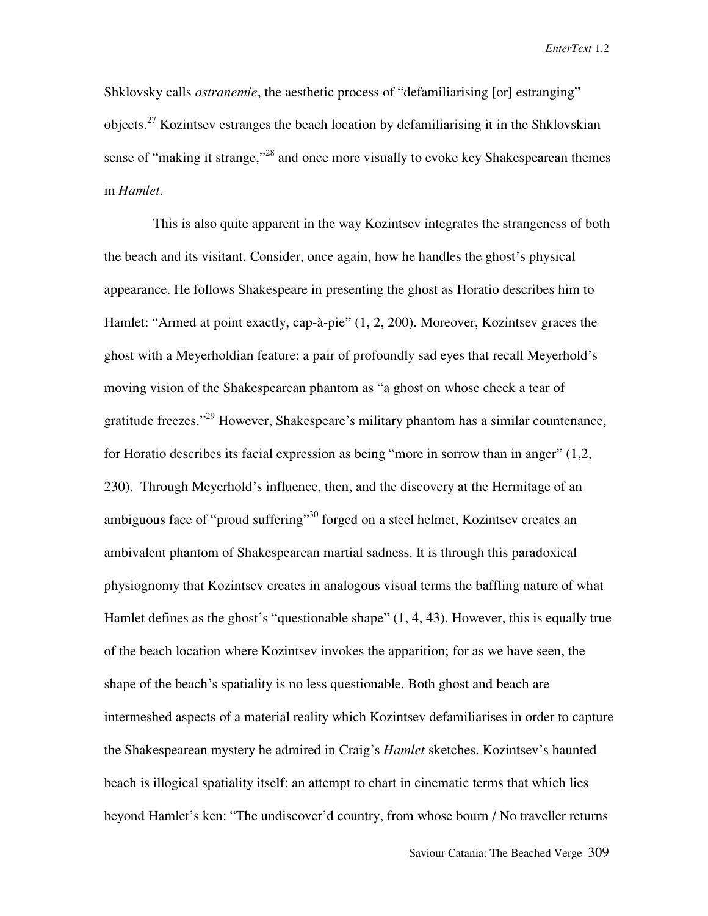Shklovsky calls *ostranemie*, the aesthetic process of "defamiliarising [or] estranging" objects.[27] Kozintsev estranges the beach location by defamiliarising it in the Shklovskian sense of "making it strange,"[28] and once more visually to evoke key Shakespearean themes in *Hamlet*.

This is also quite apparent in the way Kozintsev integrates the strangeness of both the beach and its visitant. Consider, once again, how he handles the ghost's physical appearance. He follows Shakespeare in presenting the ghost as Horatio describes him to Hamlet: "Armed at point exactly, cap-à-pie" (1, 2, 200). Moreover, Kozintsev graces the ghost with a Meyerholdian feature: a pair of profoundly sad eyes that recall Meyerhold's moving vision of the Shakespearean phantom as "a ghost on whose cheek a tear of gratitude freezes."[29] However, Shakespeare's military phantom has a similar countenance, for Horatio describes its facial expression as being "more in sorrow than in anger" (1,2, 230). Through Meyerhold's influence, then, and the discovery at the Hermitage of an ambiguous face of "proud suffering"[30] forged on a steel helmet, Kozintsev creates an ambivalent phantom of Shakespearean martial sadness. It is through this paradoxical physiognomy that Kozintsev creates in analogous visual terms the baffling nature of what Hamlet defines as the ghost's "questionable shape" (1, 4, 43). However, this is equally true of the beach location where Kozintsev invokes the apparition; for as we have seen, the shape of the beach's spatiality is no less questionable. Both ghost and beach are intermeshed aspects of a material reality which Kozintsev defamiliarises in order to capture the Shakespearean mystery he admired in Craig's *Hamlet* sketches. Kozintsev's haunted beach is illogical spatiality itself: an attempt to chart in cinematic terms that which lies beyond Hamlet's ken: "The undiscover'd country, from whose bourn / No traveller returns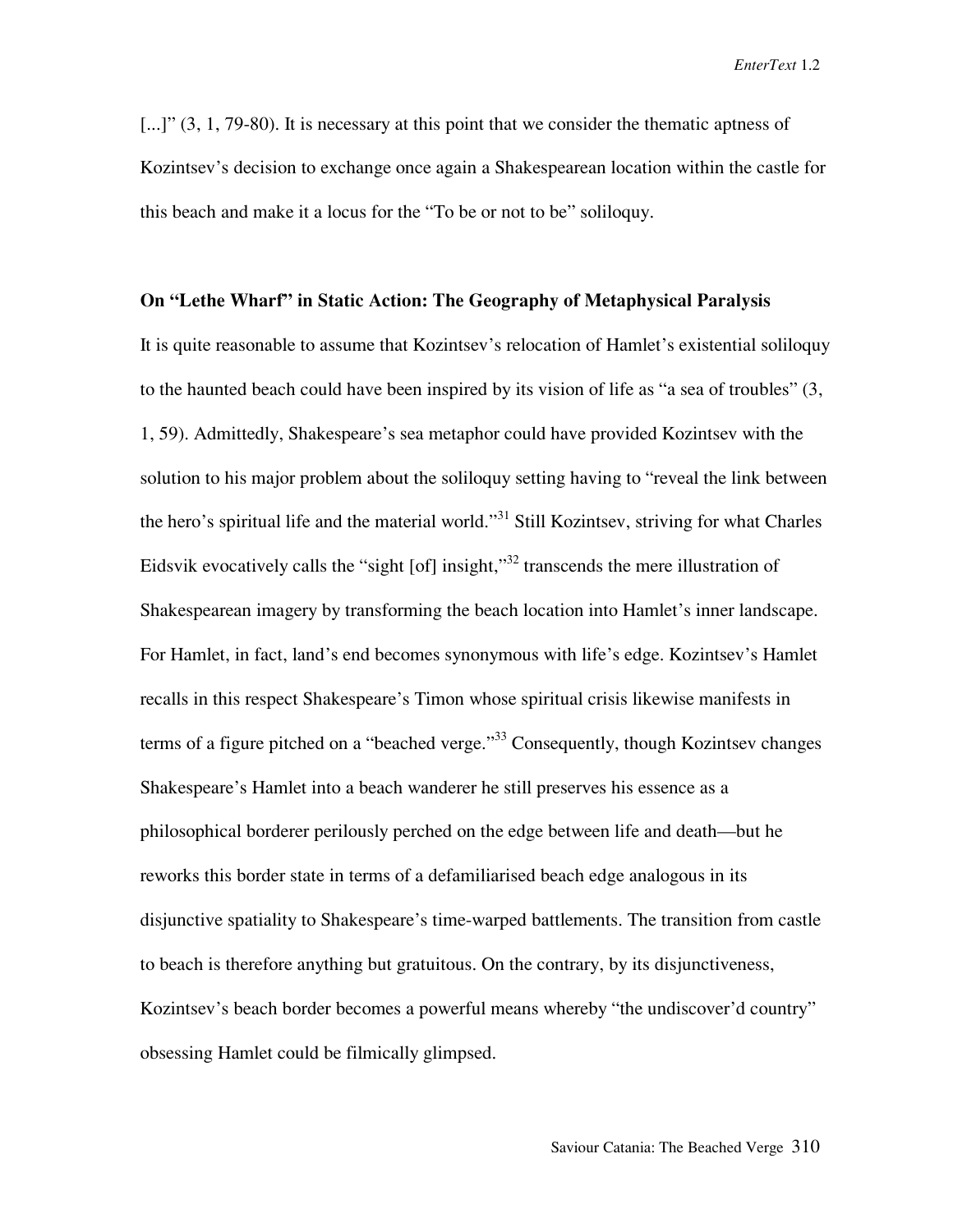[...]" (3, 1, 79-80). It is necessary at this point that we consider the thematic aptness of Kozintsev's decision to exchange once again a Shakespearean location within the castle for this beach and make it a locus for the "To be or not to be" soliloquy.

**On "Lethe Wharf" in Static Action: The Geography of Metaphysical Paralysis**

It is quite reasonable to assume that Kozintsev's relocation of Hamlet's existential soliloquy to the haunted beach could have been inspired by its vision of life as "a sea of troubles" (3, 1, 59). Admittedly, Shakespeare's sea metaphor could have provided Kozintsev with the solution to his major problem about the soliloquy setting having to "reveal the link between the hero's spiritual life and the material world."[31] Still Kozintsev, striving for what Charles Eidsvik evocatively calls the "sight [of] insight,"[32] transcends the mere illustration of Shakespearean imagery by transforming the beach location into Hamlet's inner landscape. For Hamlet, in fact, land's end becomes synonymous with life's edge. Kozintsev's Hamlet recalls in this respect Shakespeare's Timon whose spiritual crisis likewise manifests in terms of a figure pitched on a "beached verge."[33] Consequently, though Kozintsev changes Shakespeare's Hamlet into a beach wanderer he still preserves his essence as a philosophical borderer perilously perched on the edge between life and death—but he reworks this border state in terms of a defamiliarised beach edge analogous in its disjunctive spatiality to Shakespeare's time-warped battlements. The transition from castle to beach is therefore anything but gratuitous. On the contrary, by its disjunctiveness, Kozintsev's beach border becomes a powerful means whereby "the undiscover'd country" obsessing Hamlet could be filmically glimpsed.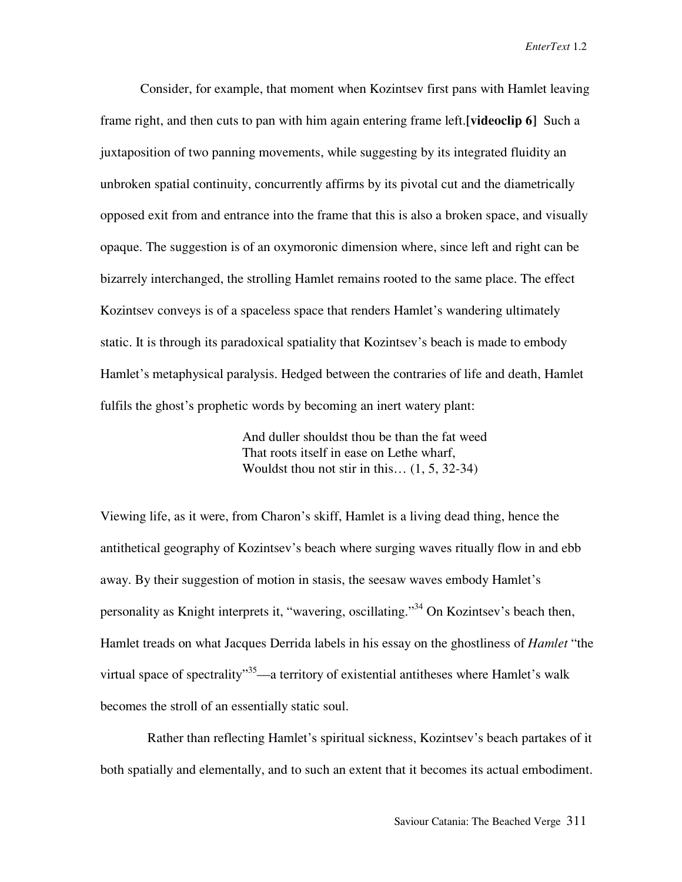Consider, for example, that moment when Kozintsev first pans with Hamlet leaving frame right, and then cuts to pan with him again entering frame left.**[videoclip 6]** Such a juxtaposition of two panning movements, while suggesting by its integrated fluidity an unbroken spatial continuity, concurrently affirms by its pivotal cut and the diametrically opposed exit from and entrance into the frame that this is also a broken space, and visually opaque. The suggestion is of an oxymoronic dimension where, since left and right can be bizarrely interchanged, the strolling Hamlet remains rooted to the same place. The effect Kozintsev conveys is of a spaceless space that renders Hamlet's wandering ultimately static. It is through its paradoxical spatiality that Kozintsev's beach is made to embody Hamlet's metaphysical paralysis. Hedged between the contraries of life and death, Hamlet fulfils the ghost's prophetic words by becoming an inert watery plant:

> And duller shouldst thou be than the fat weed
> That roots itself in ease on Lethe wharf,
> Wouldst thou not stir in this… (1, 5, 32-34)

Viewing life, as it were, from Charon's skiff, Hamlet is a living dead thing, hence the antithetical geography of Kozintsev's beach where surging waves ritually flow in and ebb away. By their suggestion of motion in stasis, the seesaw waves embody Hamlet's personality as Knight interprets it, "wavering, oscillating."[34] On Kozintsev's beach then, Hamlet treads on what Jacques Derrida labels in his essay on the ghostliness of *Hamlet* "the virtual space of spectrality"[35]—a territory of existential antitheses where Hamlet's walk becomes the stroll of an essentially static soul.

Rather than reflecting Hamlet's spiritual sickness, Kozintsev's beach partakes of it both spatially and elementally, and to such an extent that it becomes its actual embodiment.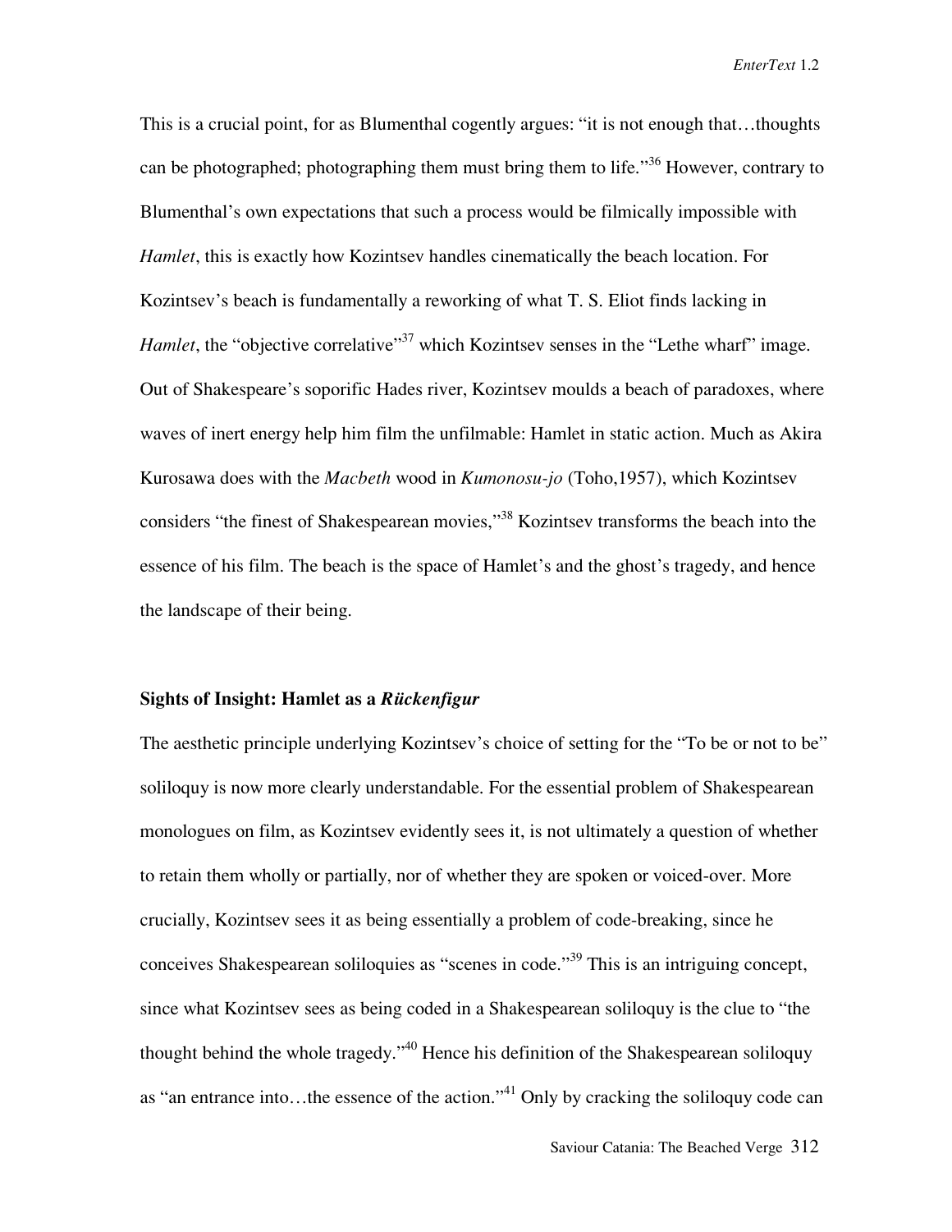This is a crucial point, for as Blumenthal cogently argues: "it is not enough that…thoughts can be photographed; photographing them must bring them to life."[36] However, contrary to Blumenthal's own expectations that such a process would be filmically impossible with *Hamlet*, this is exactly how Kozintsev handles cinematically the beach location. For Kozintsev's beach is fundamentally a reworking of what T. S. Eliot finds lacking in *Hamlet*, the "objective correlative"[37] which Kozintsev senses in the "Lethe wharf" image. Out of Shakespeare's soporific Hades river, Kozintsev moulds a beach of paradoxes, where waves of inert energy help him film the unfilmable: Hamlet in static action. Much as Akira Kurosawa does with the *Macbeth* wood in *Kumonosu-jo* (Toho,1957), which Kozintsev considers "the finest of Shakespearean movies,"[38] Kozintsev transforms the beach into the essence of his film. The beach is the space of Hamlet's and the ghost's tragedy, and hence the landscape of their being.

## Sights of Insight: Hamlet as a *Rückenfigur*

The aesthetic principle underlying Kozintsev's choice of setting for the "To be or not to be" soliloquy is now more clearly understandable. For the essential problem of Shakespearean monologues on film, as Kozintsev evidently sees it, is not ultimately a question of whether to retain them wholly or partially, nor of whether they are spoken or voiced-over. More crucially, Kozintsev sees it as being essentially a problem of code-breaking, since he conceives Shakespearean soliloquies as "scenes in code."[39] This is an intriguing concept, since what Kozintsev sees as being coded in a Shakespearean soliloquy is the clue to "the thought behind the whole tragedy."[40] Hence his definition of the Shakespearean soliloquy as "an entrance into…the essence of the action."[41] Only by cracking the soliloquy code can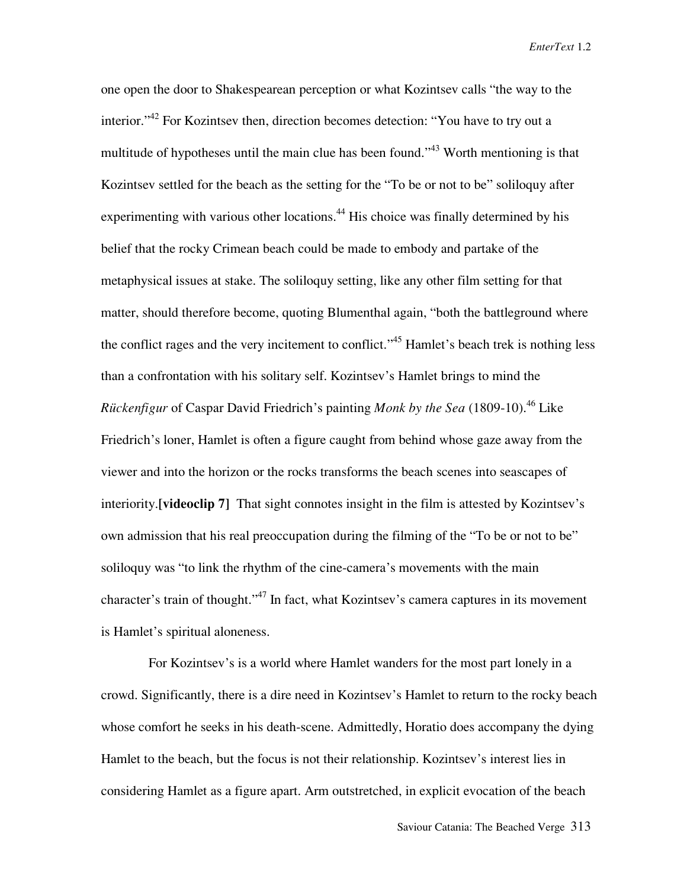one open the door to Shakespearean perception or what Kozintsev calls "the way to the interior."[42] For Kozintsev then, direction becomes detection: "You have to try out a multitude of hypotheses until the main clue has been found."[43] Worth mentioning is that Kozintsev settled for the beach as the setting for the "To be or not to be" soliloquy after experimenting with various other locations.[44] His choice was finally determined by his belief that the rocky Crimean beach could be made to embody and partake of the metaphysical issues at stake. The soliloquy setting, like any other film setting for that matter, should therefore become, quoting Blumenthal again, "both the battleground where the conflict rages and the very incitement to conflict."[45] Hamlet's beach trek is nothing less than a confrontation with his solitary self. Kozintsev's Hamlet brings to mind the *Rückenfigur* of Caspar David Friedrich's painting *Monk by the Sea* (1809-10).[46] Like Friedrich's loner, Hamlet is often a figure caught from behind whose gaze away from the viewer and into the horizon or the rocks transforms the beach scenes into seascapes of interiority.**[videoclip 7]** That sight connotes insight in the film is attested by Kozintsev's own admission that his real preoccupation during the filming of the "To be or not to be" soliloquy was "to link the rhythm of the cine-camera's movements with the main character's train of thought."[47] In fact, what Kozintsev's camera captures in its movement is Hamlet's spiritual aloneness.

For Kozintsev's is a world where Hamlet wanders for the most part lonely in a crowd. Significantly, there is a dire need in Kozintsev's Hamlet to return to the rocky beach whose comfort he seeks in his death-scene. Admittedly, Horatio does accompany the dying Hamlet to the beach, but the focus is not their relationship. Kozintsev's interest lies in considering Hamlet as a figure apart. Arm outstretched, in explicit evocation of the beach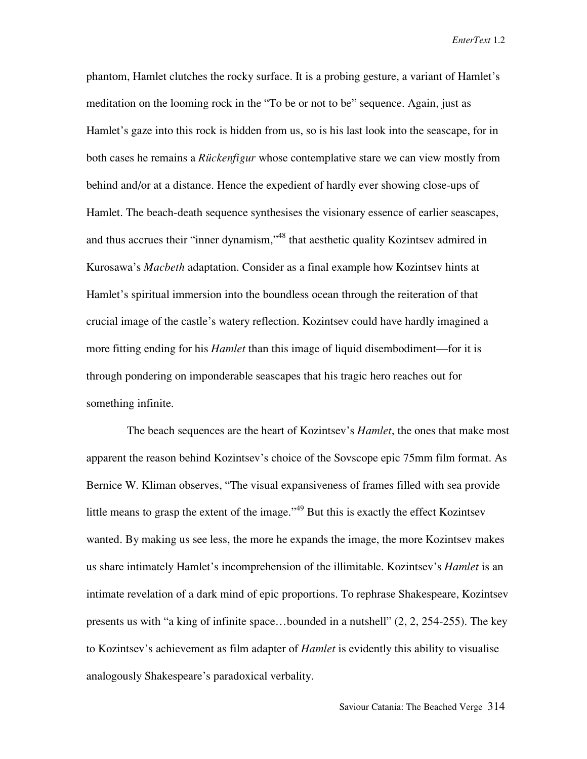phantom, Hamlet clutches the rocky surface. It is a probing gesture, a variant of Hamlet's meditation on the looming rock in the "To be or not to be" sequence. Again, just as Hamlet's gaze into this rock is hidden from us, so is his last look into the seascape, for in both cases he remains a *Rückenfigur* whose contemplative stare we can view mostly from behind and/or at a distance. Hence the expedient of hardly ever showing close-ups of Hamlet. The beach-death sequence synthesises the visionary essence of earlier seascapes, and thus accrues their "inner dynamism,"[48] that aesthetic quality Kozintsev admired in Kurosawa's *Macbeth* adaptation. Consider as a final example how Kozintsev hints at Hamlet's spiritual immersion into the boundless ocean through the reiteration of that crucial image of the castle's watery reflection. Kozintsev could have hardly imagined a more fitting ending for his *Hamlet* than this image of liquid disembodiment—for it is through pondering on imponderable seascapes that his tragic hero reaches out for something infinite.

The beach sequences are the heart of Kozintsev's *Hamlet*, the ones that make most apparent the reason behind Kozintsev's choice of the Sovscope epic 75mm film format. As Bernice W. Kliman observes, "The visual expansiveness of frames filled with sea provide little means to grasp the extent of the image."[49] But this is exactly the effect Kozintsev wanted. By making us see less, the more he expands the image, the more Kozintsev makes us share intimately Hamlet's incomprehension of the illimitable. Kozintsev's *Hamlet* is an intimate revelation of a dark mind of epic proportions. To rephrase Shakespeare, Kozintsev presents us with "a king of infinite space…bounded in a nutshell" (2, 2, 254-255). The key to Kozintsev's achievement as film adapter of *Hamlet* is evidently this ability to visualise analogously Shakespeare's paradoxical verbality.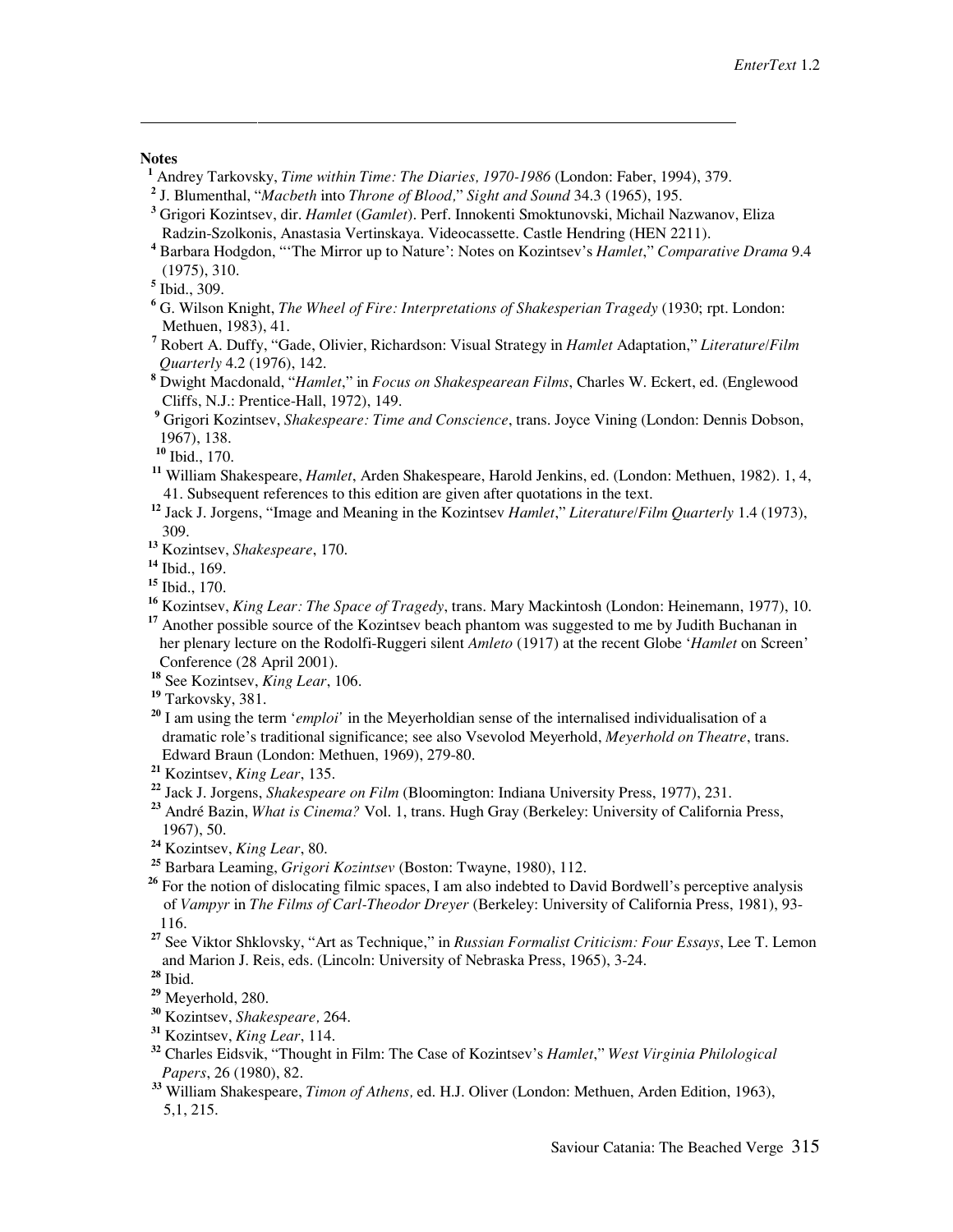## Notes

[1] Andrey Tarkovsky, *Time within Time: The Diaries, 1970-1986* (London: Faber, 1994), 379.

[2] J. Blumenthal, "*Macbeth* into *Throne of Blood,*" *Sight and Sound* 34.3 (1965), 195.

[3] Grigori Kozintsev, dir. *Hamlet* (*Gamlet*). Perf. Innokenti Smoktunovski, Michail Nazwanov, Eliza Radzin-Szolkonis, Anastasia Vertinskaya. Videocassette. Castle Hendring (HEN 2211).

[4] Barbara Hodgdon, "'The Mirror up to Nature': Notes on Kozintsev's *Hamlet*," *Comparative Drama* 9.4 (1975), 310.

[5] Ibid., 309.

[6] G. Wilson Knight, *The Wheel of Fire: Interpretations of Shakesperian Tragedy* (1930; rpt. London: Methuen, 1983), 41.

[7] Robert A. Duffy, "Gade, Olivier, Richardson: Visual Strategy in *Hamlet* Adaptation," *Literature/Film Quarterly* 4.2 (1976), 142.

[8] Dwight Macdonald, "*Hamlet*," in *Focus on Shakespearean Films*, Charles W. Eckert, ed. (Englewood Cliffs, N.J.: Prentice-Hall, 1972), 149.

[9] Grigori Kozintsev, *Shakespeare: Time and Conscience*, trans. Joyce Vining (London: Dennis Dobson, 1967), 138.

[10] Ibid., 170.

[11] William Shakespeare, *Hamlet*, Arden Shakespeare, Harold Jenkins, ed. (London: Methuen, 1982). 1, 4, 41. Subsequent references to this edition are given after quotations in the text.

[12] Jack J. Jorgens, "Image and Meaning in the Kozintsev *Hamlet*," *Literature/Film Quarterly* 1.4 (1973), 309.

[13] Kozintsev, *Shakespeare*, 170.

[14] Ibid., 169.

[15] Ibid., 170.

[16] Kozintsev, *King Lear: The Space of Tragedy*, trans. Mary Mackintosh (London: Heinemann, 1977), 10.

[17] Another possible source of the Kozintsev beach phantom was suggested to me by Judith Buchanan in her plenary lecture on the Rodolfi-Ruggeri silent *Amleto* (1917) at the recent Globe '*Hamlet* on Screen' Conference (28 April 2001).

[18] See Kozintsev, *King Lear*, 106.

[19] Tarkovsky, 381.

[20] I am using the term '*emploi*' in the Meyerholdian sense of the internalised individualisation of a dramatic role's traditional significance; see also Vsevolod Meyerhold, *Meyerhold on Theatre*, trans. Edward Braun (London: Methuen, 1969), 279-80.

[21] Kozintsev, *King Lear*, 135.

[22] Jack J. Jorgens, *Shakespeare on Film* (Bloomington: Indiana University Press, 1977), 231.

[23] André Bazin, *What is Cinema?* Vol. 1, trans. Hugh Gray (Berkeley: University of California Press, 1967), 50.

[24] Kozintsev, *King Lear*, 80.

[25] Barbara Leaming, *Grigori Kozintsev* (Boston: Twayne, 1980), 112.

[26] For the notion of dislocating filmic spaces, I am also indebted to David Bordwell's perceptive analysis of *Vampyr* in *The Films of Carl-Theodor Dreyer* (Berkeley: University of California Press, 1981), 93-116.

[27] See Viktor Shklovsky, "Art as Technique," in *Russian Formalist Criticism: Four Essays*, Lee T. Lemon and Marion J. Reis, eds. (Lincoln: University of Nebraska Press, 1965), 3-24.

[28] Ibid.

[29] Meyerhold, 280.

[30] Kozintsev, *Shakespeare,* 264.

[31] Kozintsev, *King Lear*, 114.

[32] Charles Eidsvik, "Thought in Film: The Case of Kozintsev's *Hamlet*," *West Virginia Philological Papers*, 26 (1980), 82.

[33] William Shakespeare, *Timon of Athens,* ed. H.J. Oliver (London: Methuen, Arden Edition, 1963), 5,1, 215.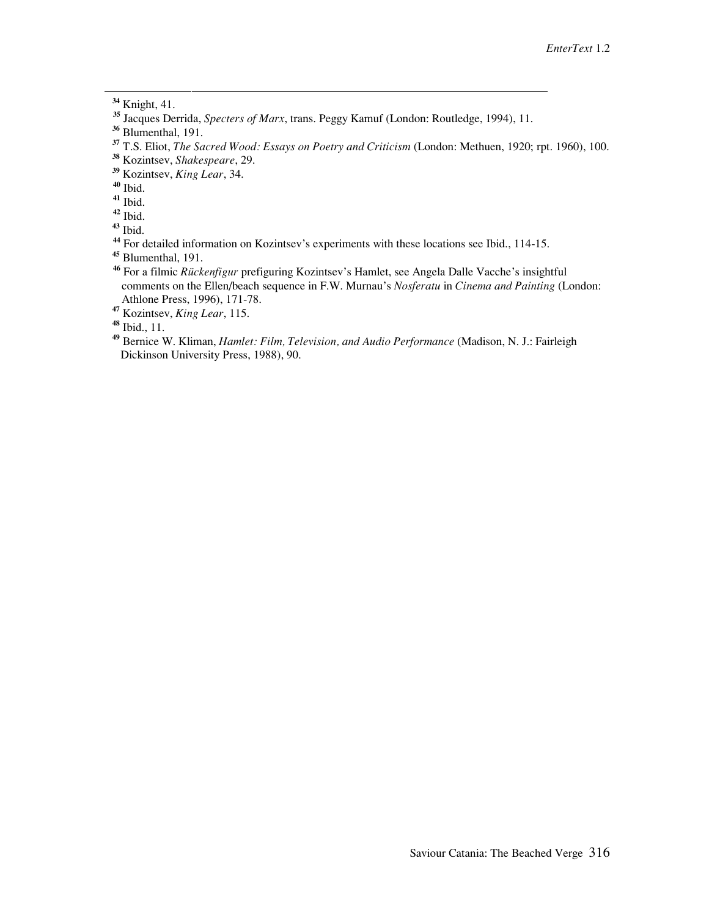[34] Knight, 41.

[35] Jacques Derrida, *Specters of Marx*, trans. Peggy Kamuf (London: Routledge, 1994), 11.

[36] Blumenthal, 191.

[37] T.S. Eliot, *The Sacred Wood: Essays on Poetry and Criticism* (London: Methuen, 1920; rpt. 1960), 100.

[38] Kozintsev, *Shakespeare*, 29.

[39] Kozintsev, *King Lear*, 34.

[40] Ibid.

[41] Ibid.

[42] Ibid.

[43] Ibid.

[44] For detailed information on Kozintsev's experiments with these locations see Ibid., 114-15.

[45] Blumenthal, 191.

[46] For a filmic *Rückenfigur* prefiguring Kozintsev's Hamlet, see Angela Dalle Vacche's insightful comments on the Ellen/beach sequence in F.W. Murnau's *Nosferatu* in *Cinema and Painting* (London: Athlone Press, 1996), 171-78.

[47] Kozintsev, *King Lear*, 115.

[48] Ibid., 11.

[49] Bernice W. Kliman, *Hamlet: Film, Television, and Audio Performance* (Madison, N. J.: Fairleigh Dickinson University Press, 1988), 90.